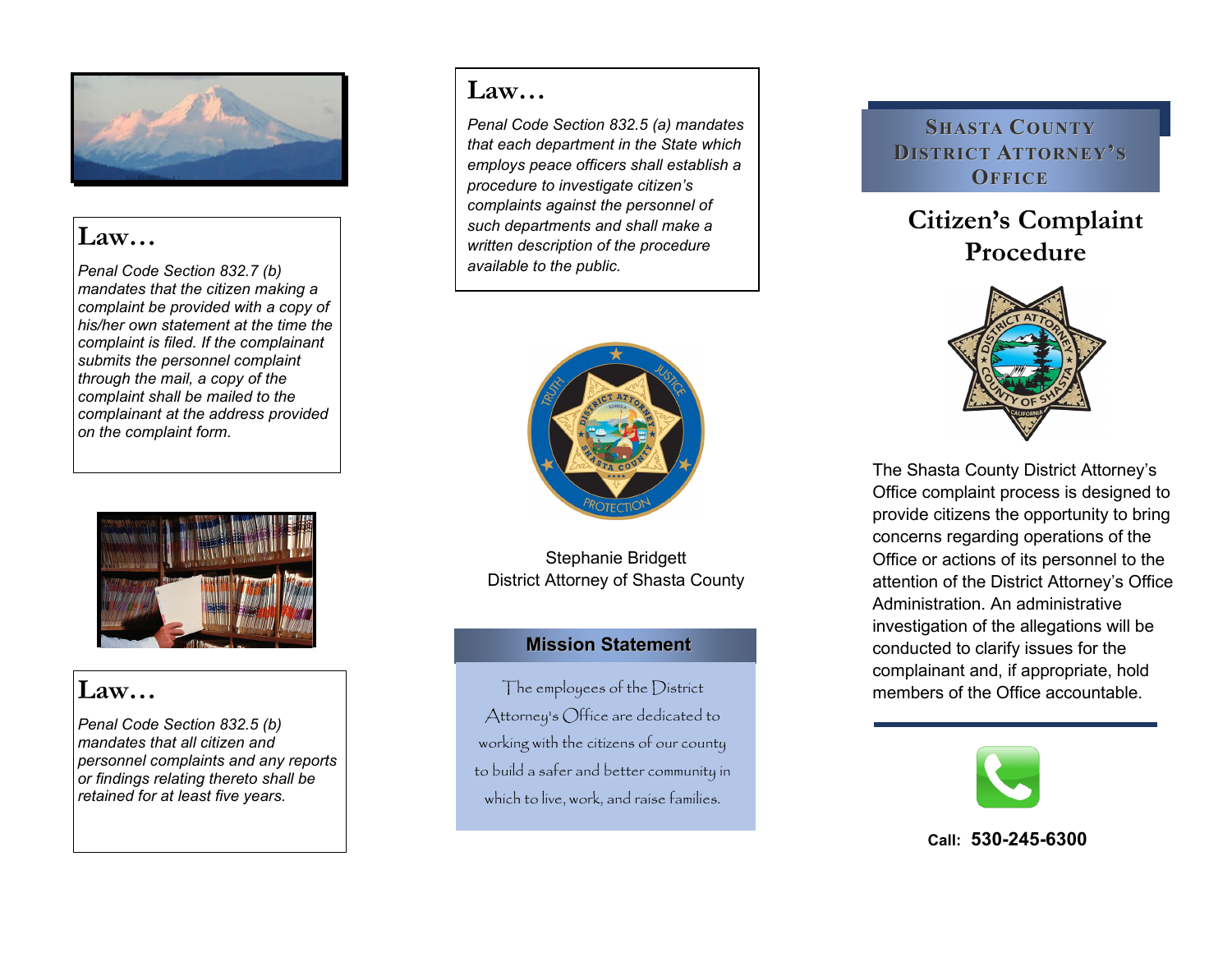## Law…

*Penal Code Section 832.7 (b) mandates that the citizen making a complaint be provided with a copy of his/her own statement at the time the complaint is filed. If the complainant submits the personnel complaint through the mail, a copy of the complaint shall be mailed to the complainant at the address provided on the complaint form.*

## Law…

*Penal Code Section 832.5 (b) mandates that all citizen and personnel complaints and any reports or findings relating thereto shall be retained for at least five years.*

## Law…

*Penal Code Section 832.5 (a) mandates that each department in the State which employs peace officers shall establish a procedure to investigate citizen's complaints against the personnel of such departments and shall make a written description of the procedure available to the public.*

Stephanie Bridgett
District Attorney of Shasta County

### Mission Statement

The employees of the District Attorney's Office are dedicated to working with the citizens of our county to build a safer and better community in which to live, work, and raise families.

## Shasta County District Attorney's Office

# Citizen's Complaint Procedure

The Shasta County District Attorney's Office complaint process is designed to provide citizens the opportunity to bring concerns regarding operations of the Office or actions of its personnel to the attention of the District Attorney's Office Administration. An administrative investigation of the allegations will be conducted to clarify issues for the complainant and, if appropriate, hold members of the Office accountable.

**Call: 530-245-6300**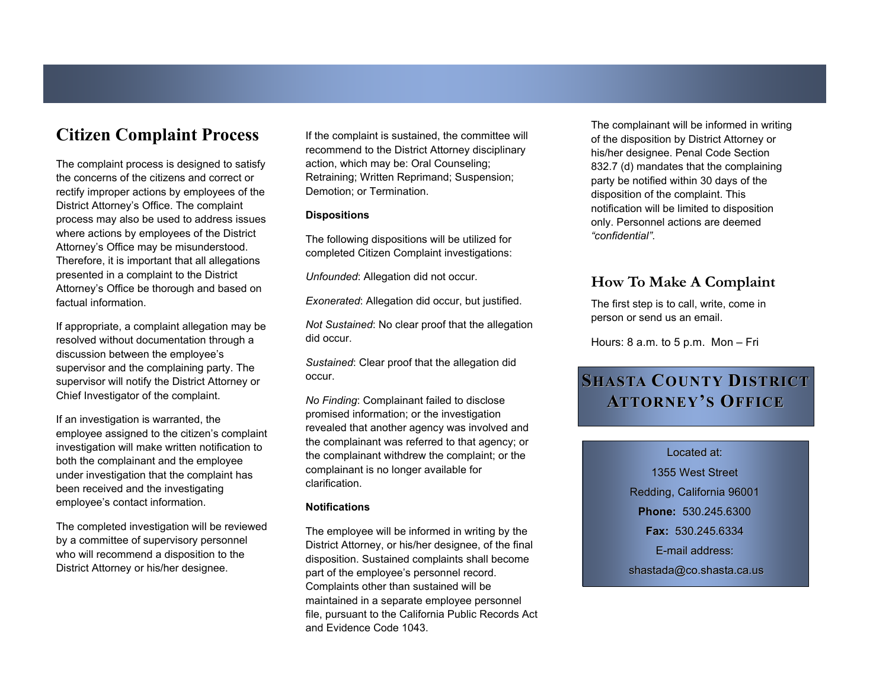# Citizen Complaint Process

The complaint process is designed to satisfy the concerns of the citizens and correct or rectify improper actions by employees of the District Attorney's Office. The complaint process may also be used to address issues where actions by employees of the District Attorney's Office may be misunderstood. Therefore, it is important that all allegations presented in a complaint to the District Attorney's Office be thorough and based on factual information.

If appropriate, a complaint allegation may be resolved without documentation through a discussion between the employee's supervisor and the complaining party. The supervisor will notify the District Attorney or Chief Investigator of the complaint.

If an investigation is warranted, the employee assigned to the citizen's complaint investigation will make written notification to both the complainant and the employee under investigation that the complaint has been received and the investigating employee's contact information.

The completed investigation will be reviewed by a committee of supervisory personnel who will recommend a disposition to the District Attorney or his/her designee.

If the complaint is sustained, the committee will recommend to the District Attorney disciplinary action, which may be: Oral Counseling; Retraining; Written Reprimand; Suspension; Demotion; or Termination.

**Dispositions**

The following dispositions will be utilized for completed Citizen Complaint investigations:

*Unfounded*: Allegation did not occur.

*Exonerated*: Allegation did occur, but justified.

*Not Sustained*: No clear proof that the allegation did occur.

*Sustained*: Clear proof that the allegation did occur.

*No Finding*: Complainant failed to disclose promised information; or the investigation revealed that another agency was involved and the complainant was referred to that agency; or the complainant withdrew the complaint; or the complainant is no longer available for clarification.

**Notifications**

The employee will be informed in writing by the District Attorney, or his/her designee, of the final disposition. Sustained complaints shall become part of the employee's personnel record. Complaints other than sustained will be maintained in a separate employee personnel file, pursuant to the California Public Records Act and Evidence Code 1043.

The complainant will be informed in writing of the disposition by District Attorney or his/her designee. Penal Code Section 832.7 (d) mandates that the complaining party be notified within 30 days of the disposition of the complaint. This notification will be limited to disposition only. Personnel actions are deemed *"confidential"*.

## How To Make A Complaint

The first step is to call, write, come in person or send us an email.

Hours: 8 a.m. to 5 p.m. Mon – Fri

**SHASTA COUNTY DISTRICT ATTORNEY'S OFFICE**

Located at:

1355 West Street

Redding, California 96001

**Phone:** 530.245.6300

**Fax:** 530.245.6334

E-mail address:

shastada@co.shasta.ca.us